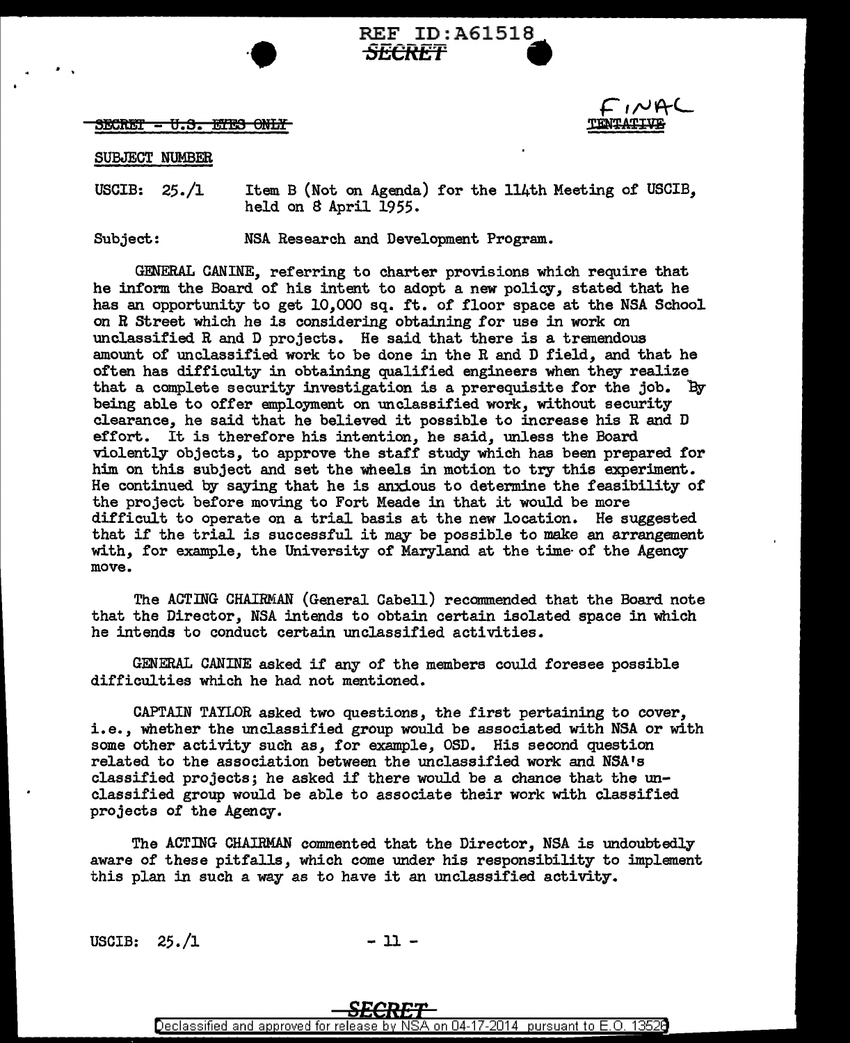REF ID:A61518

SECRET

~~SECRET - U.S. EYES ONLY~~

FINAL
~~TENTATIVE~~

SUBJECT NUMBER

USCIB: 25./1 Item B (Not on Agenda) for the 114th Meeting of USCIB, held on 8 April 1955.

Subject: NSA Research and Development Program.

GENERAL CANINE, referring to charter provisions which require that he inform the Board of his intent to adopt a new policy, stated that he has an opportunity to get 10,000 sq. ft. of floor space at the NSA School on R Street which he is considering obtaining for use in work on unclassified R and D projects. He said that there is a tremendous amount of unclassified work to be done in the R and D field, and that he often has difficulty in obtaining qualified engineers when they realize that a complete security investigation is a prerequisite for the job. By being able to offer employment on unclassified work, without security clearance, he said that he believed it possible to increase his R and D effort. It is therefore his intention, he said, unless the Board violently objects, to approve the staff study which has been prepared for him on this subject and set the wheels in motion to try this experiment. He continued by saying that he is anxious to determine the feasibility of the project before moving to Fort Meade in that it would be more difficult to operate on a trial basis at the new location. He suggested that if the trial is successful it may be possible to make an arrangement with, for example, the University of Maryland at the time of the Agency move.

The ACTING CHAIRMAN (General Cabell) recommended that the Board note that the Director, NSA intends to obtain certain isolated space in which he intends to conduct certain unclassified activities.

GENERAL CANINE asked if any of the members could foresee possible difficulties which he had not mentioned.

CAPTAIN TAYLOR asked two questions, the first pertaining to cover, i.e., whether the unclassified group would be associated with NSA or with some other activity such as, for example, OSD. His second question related to the association between the unclassified work and NSA's classified projects; he asked if there would be a chance that the unclassified group would be able to associate their work with classified projects of the Agency.

The ACTING CHAIRMAN commented that the Director, NSA is undoubtedly aware of these pitfalls, which come under his responsibility to implement this plan in such a way as to have it an unclassified activity.

USCIB: 25./1

SECRET

Declassified and approved for release by NSA on 04-17-2014 pursuant to E.O. 13526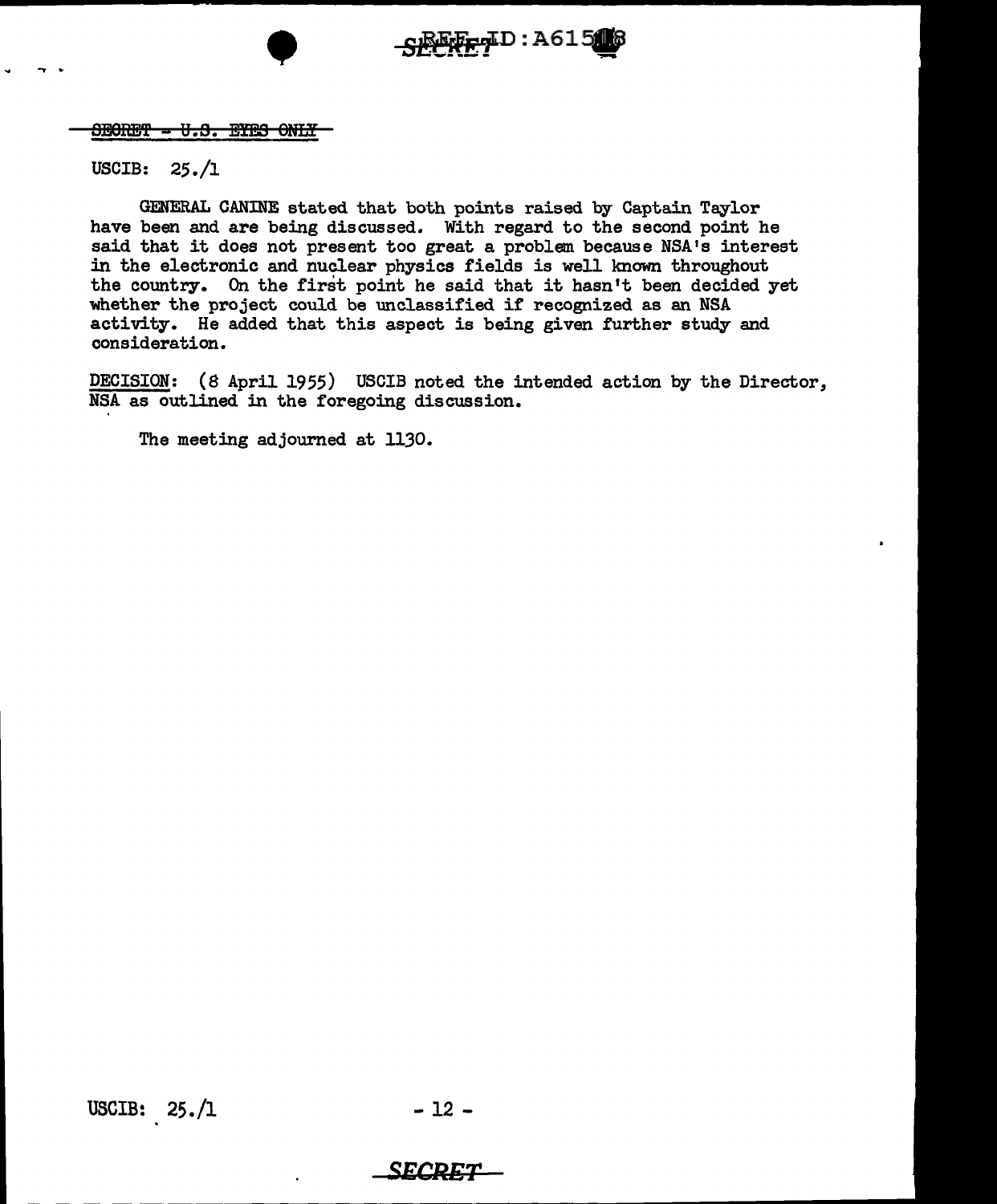SECRET - U.S. EYES ONLY

USCIB: 25./1

GENERAL CANINE stated that both points raised by Captain Taylor have been and are being discussed. With regard to the second point he said that it does not present too great a problem because NSA's interest in the electronic and nuclear physics fields is well known throughout the country. On the first point he said that it hasn't been decided yet whether the project could be unclassified if recognized as an NSA activity. He added that this aspect is being given further study and consideration.

DECISION: (8 April 1955) USCIB noted the intended action by the Director, NSA as outlined in the foregoing discussion.

The meeting adjourned at 1130.

USCIB: 25./1

SECRET